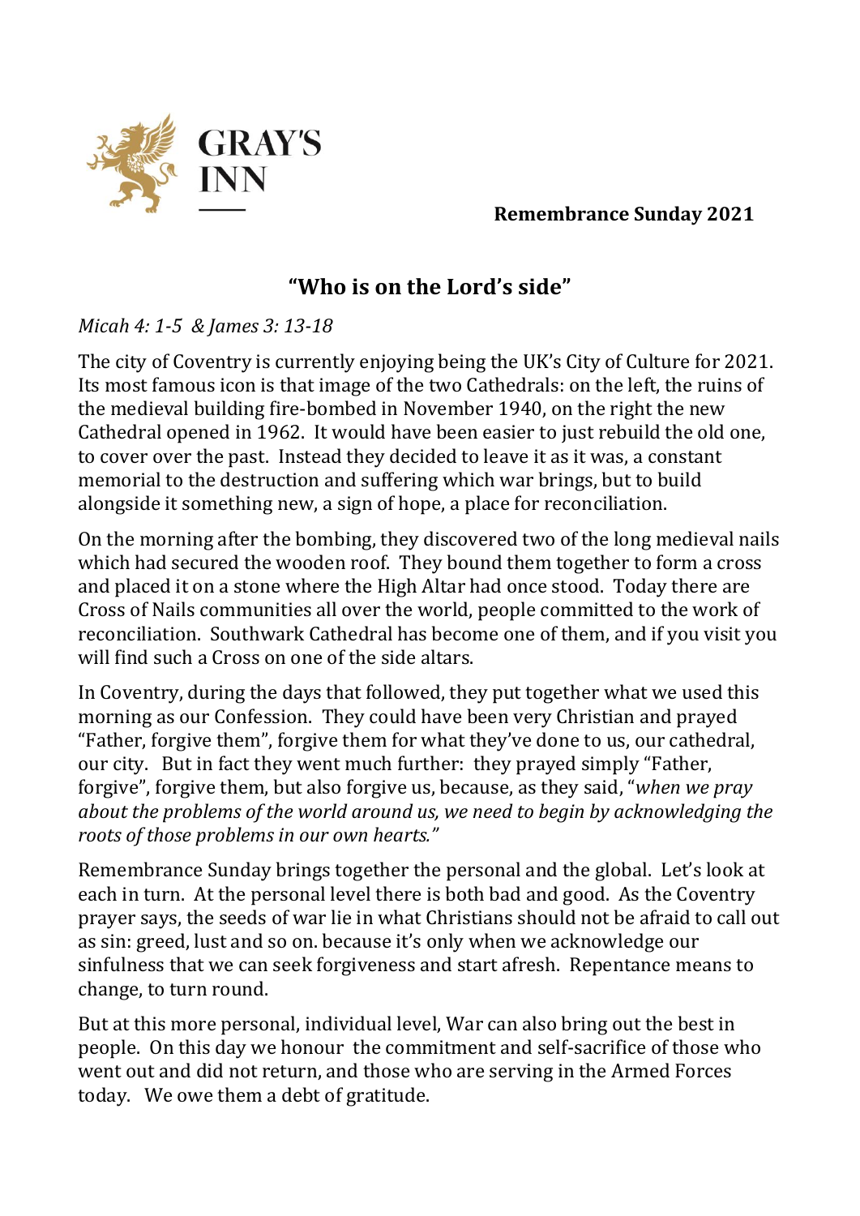GRAY'S INN

**Remembrance Sunday 2021**

# "Who is on the Lord's side"

*Micah 4: 1-5 & James 3: 13-18*

The city of Coventry is currently enjoying being the UK's City of Culture for 2021. Its most famous icon is that image of the two Cathedrals: on the left, the ruins of the medieval building fire-bombed in November 1940, on the right the new Cathedral opened in 1962. It would have been easier to just rebuild the old one, to cover over the past. Instead they decided to leave it as it was, a constant memorial to the destruction and suffering which war brings, but to build alongside it something new, a sign of hope, a place for reconciliation.

On the morning after the bombing, they discovered two of the long medieval nails which had secured the wooden roof. They bound them together to form a cross and placed it on a stone where the High Altar had once stood. Today there are Cross of Nails communities all over the world, people committed to the work of reconciliation. Southwark Cathedral has become one of them, and if you visit you will find such a Cross on one of the side altars.

In Coventry, during the days that followed, they put together what we used this morning as our Confession. They could have been very Christian and prayed "Father, forgive them", forgive them for what they've done to us, our cathedral, our city. But in fact they went much further: they prayed simply "Father, forgive", forgive them, but also forgive us, because, as they said, "*when we pray about the problems of the world around us, we need to begin by acknowledging the roots of those problems in our own hearts."*

Remembrance Sunday brings together the personal and the global. Let's look at each in turn. At the personal level there is both bad and good. As the Coventry prayer says, the seeds of war lie in what Christians should not be afraid to call out as sin: greed, lust and so on. because it's only when we acknowledge our sinfulness that we can seek forgiveness and start afresh. Repentance means to change, to turn round.

But at this more personal, individual level, War can also bring out the best in people. On this day we honour the commitment and self-sacrifice of those who went out and did not return, and those who are serving in the Armed Forces today. We owe them a debt of gratitude.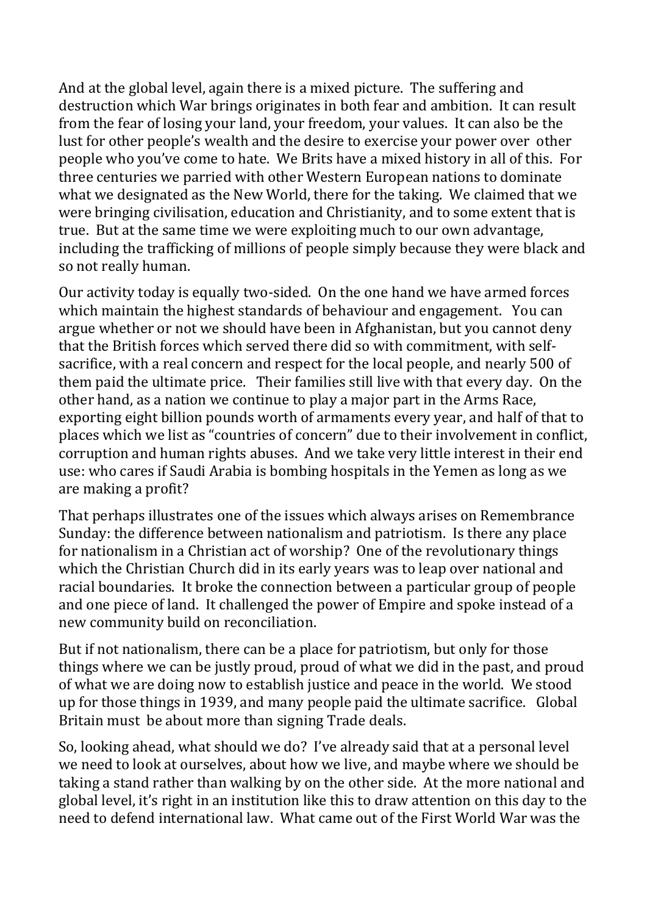And at the global level, again there is a mixed picture. The suffering and destruction which War brings originates in both fear and ambition. It can result from the fear of losing your land, your freedom, your values. It can also be the lust for other people's wealth and the desire to exercise your power over other people who you've come to hate. We Brits have a mixed history in all of this. For three centuries we parried with other Western European nations to dominate what we designated as the New World, there for the taking. We claimed that we were bringing civilisation, education and Christianity, and to some extent that is true. But at the same time we were exploiting much to our own advantage, including the trafficking of millions of people simply because they were black and so not really human.

Our activity today is equally two-sided. On the one hand we have armed forces which maintain the highest standards of behaviour and engagement. You can argue whether or not we should have been in Afghanistan, but you cannot deny that the British forces which served there did so with commitment, with self-sacrifice, with a real concern and respect for the local people, and nearly 500 of them paid the ultimate price. Their families still live with that every day. On the other hand, as a nation we continue to play a major part in the Arms Race, exporting eight billion pounds worth of armaments every year, and half of that to places which we list as "countries of concern" due to their involvement in conflict, corruption and human rights abuses. And we take very little interest in their end use: who cares if Saudi Arabia is bombing hospitals in the Yemen as long as we are making a profit?

That perhaps illustrates one of the issues which always arises on Remembrance Sunday: the difference between nationalism and patriotism. Is there any place for nationalism in a Christian act of worship? One of the revolutionary things which the Christian Church did in its early years was to leap over national and racial boundaries. It broke the connection between a particular group of people and one piece of land. It challenged the power of Empire and spoke instead of a new community build on reconciliation.

But if not nationalism, there can be a place for patriotism, but only for those things where we can be justly proud, proud of what we did in the past, and proud of what we are doing now to establish justice and peace in the world. We stood up for those things in 1939, and many people paid the ultimate sacrifice. Global Britain must be about more than signing Trade deals.

So, looking ahead, what should we do? I've already said that at a personal level we need to look at ourselves, about how we live, and maybe where we should be taking a stand rather than walking by on the other side. At the more national and global level, it's right in an institution like this to draw attention on this day to the need to defend international law. What came out of the First World War was the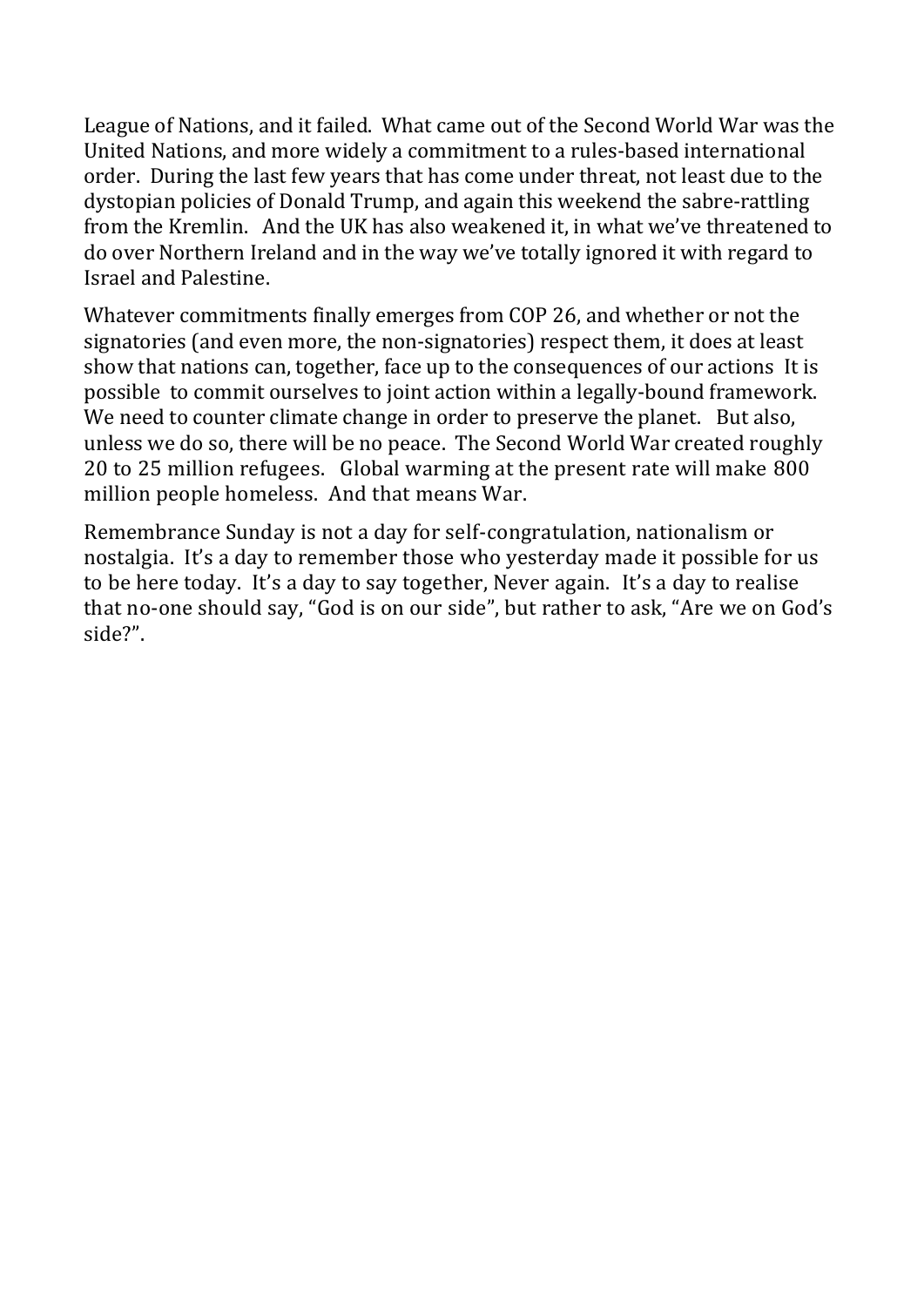League of Nations, and it failed. What came out of the Second World War was the United Nations, and more widely a commitment to a rules-based international order. During the last few years that has come under threat, not least due to the dystopian policies of Donald Trump, and again this weekend the sabre-rattling from the Kremlin. And the UK has also weakened it, in what we've threatened to do over Northern Ireland and in the way we've totally ignored it with regard to Israel and Palestine.

Whatever commitments finally emerges from COP 26, and whether or not the signatories (and even more, the non-signatories) respect them, it does at least show that nations can, together, face up to the consequences of our actions It is possible to commit ourselves to joint action within a legally-bound framework. We need to counter climate change in order to preserve the planet. But also, unless we do so, there will be no peace. The Second World War created roughly 20 to 25 million refugees. Global warming at the present rate will make 800 million people homeless. And that means War.

Remembrance Sunday is not a day for self-congratulation, nationalism or nostalgia. It's a day to remember those who yesterday made it possible for us to be here today. It's a day to say together, Never again. It's a day to realise that no-one should say, "God is on our side", but rather to ask, "Are we on God's side?".